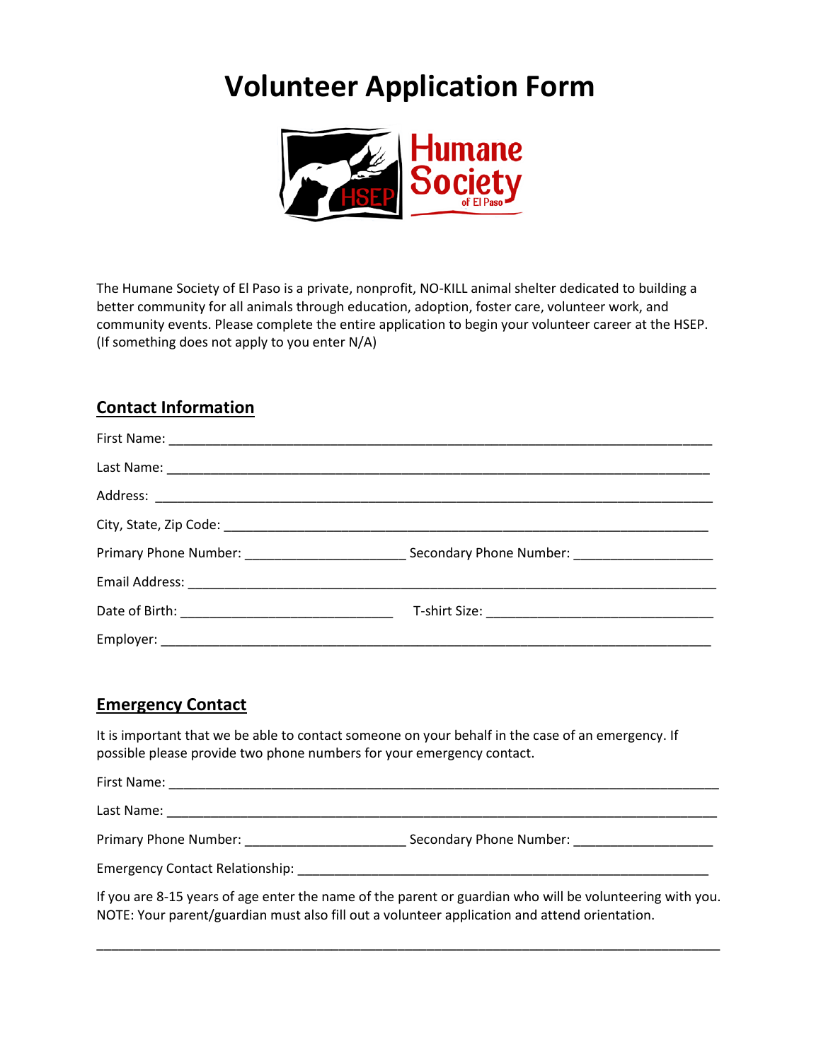# Volunteer Application Form

The Humane Society of El Paso is a private, nonprofit, NO-KILL animal shelter dedicated to building a better community for all animals through education, adoption, foster care, volunteer work, and community events. Please complete the entire application to begin your volunteer career at the HSEP. (If something does not apply to you enter N/A)

## Contact Information

First Name: ______________________________________________________________________

Last Name: ______________________________________________________________________

Address: ________________________________________________________________________

City, State, Zip Code: _____________________________________________________________

Primary Phone Number: _____________________ Secondary Phone Number: __________________

Email Address: ___________________________________________________________________

Date of Birth: ____________________________ T-shirt Size: ______________________________

Employer: _______________________________________________________________________

## Emergency Contact

It is important that we be able to contact someone on your behalf in the case of an emergency. If possible please provide two phone numbers for your emergency contact.

First Name: ______________________________________________________________________

Last Name: ______________________________________________________________________

Primary Phone Number: _____________________ Secondary Phone Number: __________________

Emergency Contact Relationship: ____________________________________________________

If you are 8-15 years of age enter the name of the parent or guardian who will be volunteering with you. NOTE: Your parent/guardian must also fill out a volunteer application and attend orientation.

_________________________________________________________________________________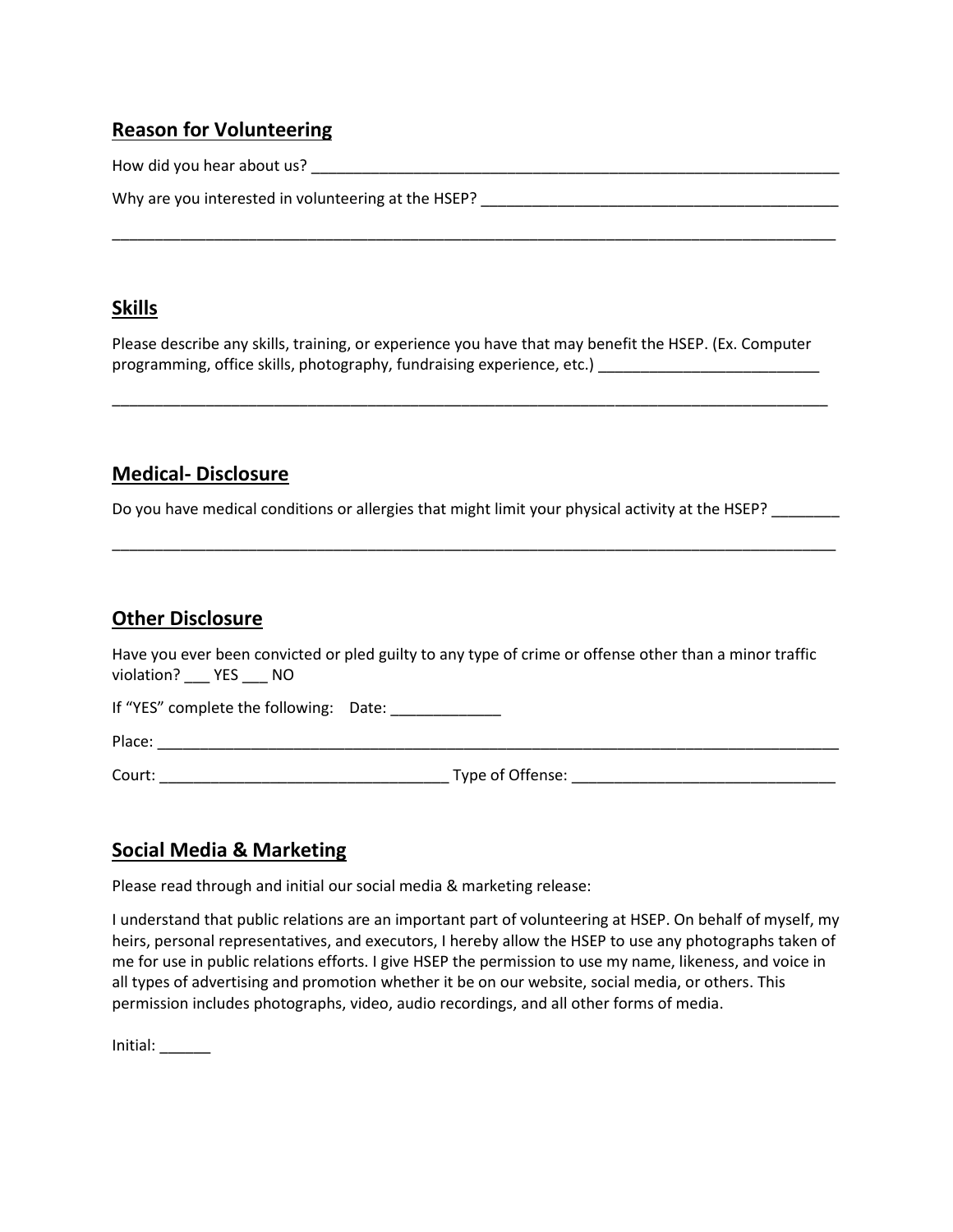## Reason for Volunteering

How did you hear about us? ___________________________________________________________________

Why are you interested in volunteering at the HSEP? ____________________________________________

__________________________________________________________________________________________

## Skills

Please describe any skills, training, or experience you have that may benefit the HSEP. (Ex. Computer programming, office skills, photography, fundraising experience, etc.) __________________________

__________________________________________________________________________________________

## Medical- Disclosure

Do you have medical conditions or allergies that might limit your physical activity at the HSEP? ________

__________________________________________________________________________________________

## Other Disclosure

Have you ever been convicted or pled guilty to any type of crime or offense other than a minor traffic violation? ___ YES ___ NO

If "YES" complete the following: Date: _____________

Place: ____________________________________________________________________________________

Court: __________________________________ Type of Offense: _______________________________

## Social Media & Marketing

Please read through and initial our social media & marketing release:

I understand that public relations are an important part of volunteering at HSEP. On behalf of myself, my heirs, personal representatives, and executors, I hereby allow the HSEP to use any photographs taken of me for use in public relations efforts. I give HSEP the permission to use my name, likeness, and voice in all types of advertising and promotion whether it be on our website, social media, or others. This permission includes photographs, video, audio recordings, and all other forms of media.

Initial: ______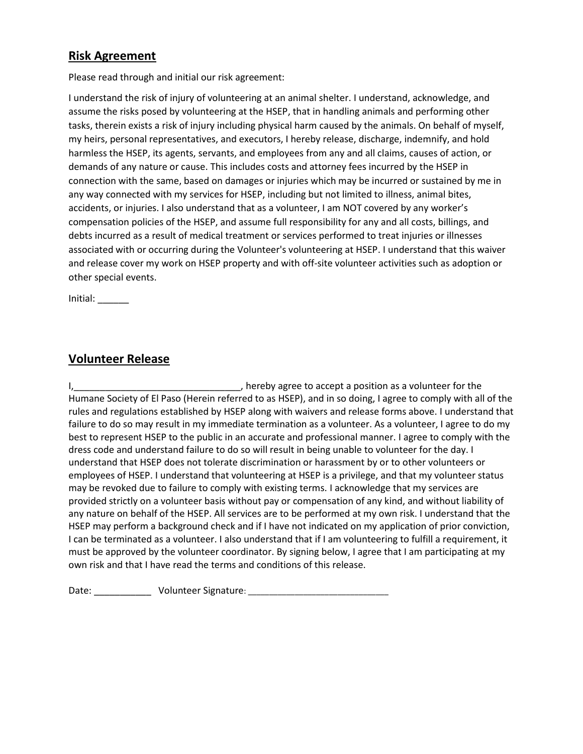## Risk Agreement

Please read through and initial our risk agreement:

I understand the risk of injury of volunteering at an animal shelter. I understand, acknowledge, and assume the risks posed by volunteering at the HSEP, that in handling animals and performing other tasks, therein exists a risk of injury including physical harm caused by the animals. On behalf of myself, my heirs, personal representatives, and executors, I hereby release, discharge, indemnify, and hold harmless the HSEP, its agents, servants, and employees from any and all claims, causes of action, or demands of any nature or cause. This includes costs and attorney fees incurred by the HSEP in connection with the same, based on damages or injuries which may be incurred or sustained by me in any way connected with my services for HSEP, including but not limited to illness, animal bites, accidents, or injuries. I also understand that as a volunteer, I am NOT covered by any worker's compensation policies of the HSEP, and assume full responsibility for any and all costs, billings, and debts incurred as a result of medical treatment or services performed to treat injuries or illnesses associated with or occurring during the Volunteer's volunteering at HSEP. I understand that this waiver and release cover my work on HSEP property and with off-site volunteer activities such as adoption or other special events.

Initial: ______

## Volunteer Release

I,________________________________, hereby agree to accept a position as a volunteer for the Humane Society of El Paso (Herein referred to as HSEP), and in so doing, I agree to comply with all of the rules and regulations established by HSEP along with waivers and release forms above. I understand that failure to do so may result in my immediate termination as a volunteer. As a volunteer, I agree to do my best to represent HSEP to the public in an accurate and professional manner. I agree to comply with the dress code and understand failure to do so will result in being unable to volunteer for the day. I understand that HSEP does not tolerate discrimination or harassment by or to other volunteers or employees of HSEP. I understand that volunteering at HSEP is a privilege, and that my volunteer status may be revoked due to failure to comply with existing terms. I acknowledge that my services are provided strictly on a volunteer basis without pay or compensation of any kind, and without liability of any nature on behalf of the HSEP. All services are to be performed at my own risk. I understand that the HSEP may perform a background check and if I have not indicated on my application of prior conviction, I can be terminated as a volunteer. I also understand that if I am volunteering to fulfill a requirement, it must be approved by the volunteer coordinator. By signing below, I agree that I am participating at my own risk and that I have read the terms and conditions of this release.

Date: ___________ Volunteer Signature: ___________________________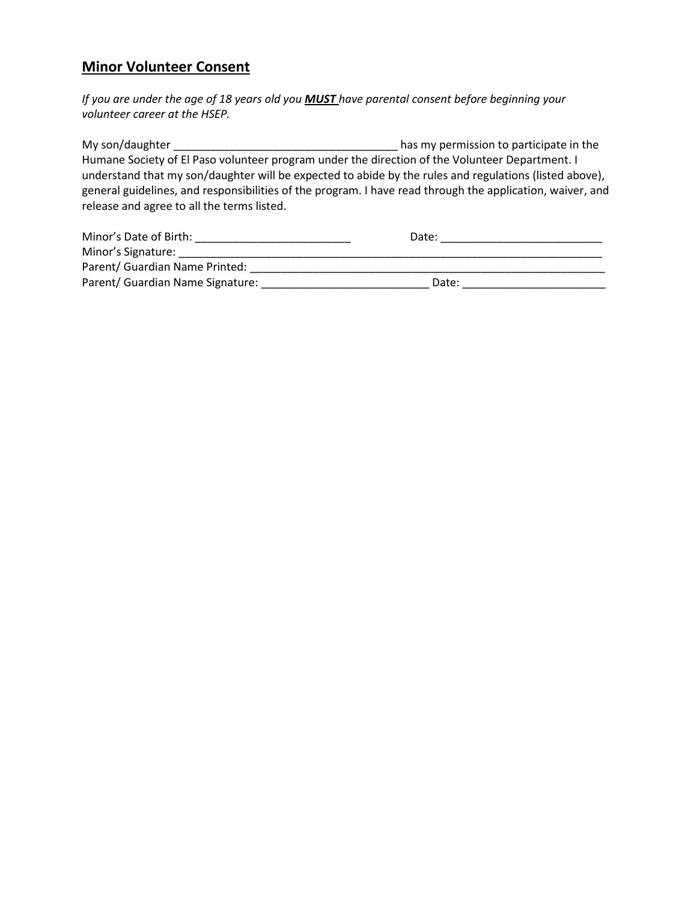## Minor Volunteer Consent

*If you are under the age of 18 years old you **MUST** have parental consent before beginning your volunteer career at the HSEP.*

My son/daughter ____________________________________ has my permission to participate in the Humane Society of El Paso volunteer program under the direction of the Volunteer Department. I understand that my son/daughter will be expected to abide by the rules and regulations (listed above), general guidelines, and responsibilities of the program. I have read through the application, waiver, and release and agree to all the terms listed.

Minor's Date of Birth: _________________________ Date: __________________________

Minor's Signature: ___________________________________________________________________

Parent/ Guardian Name Printed: ____________________________________________________________

Parent/ Guardian Name Signature: ___________________________ Date: _______________________